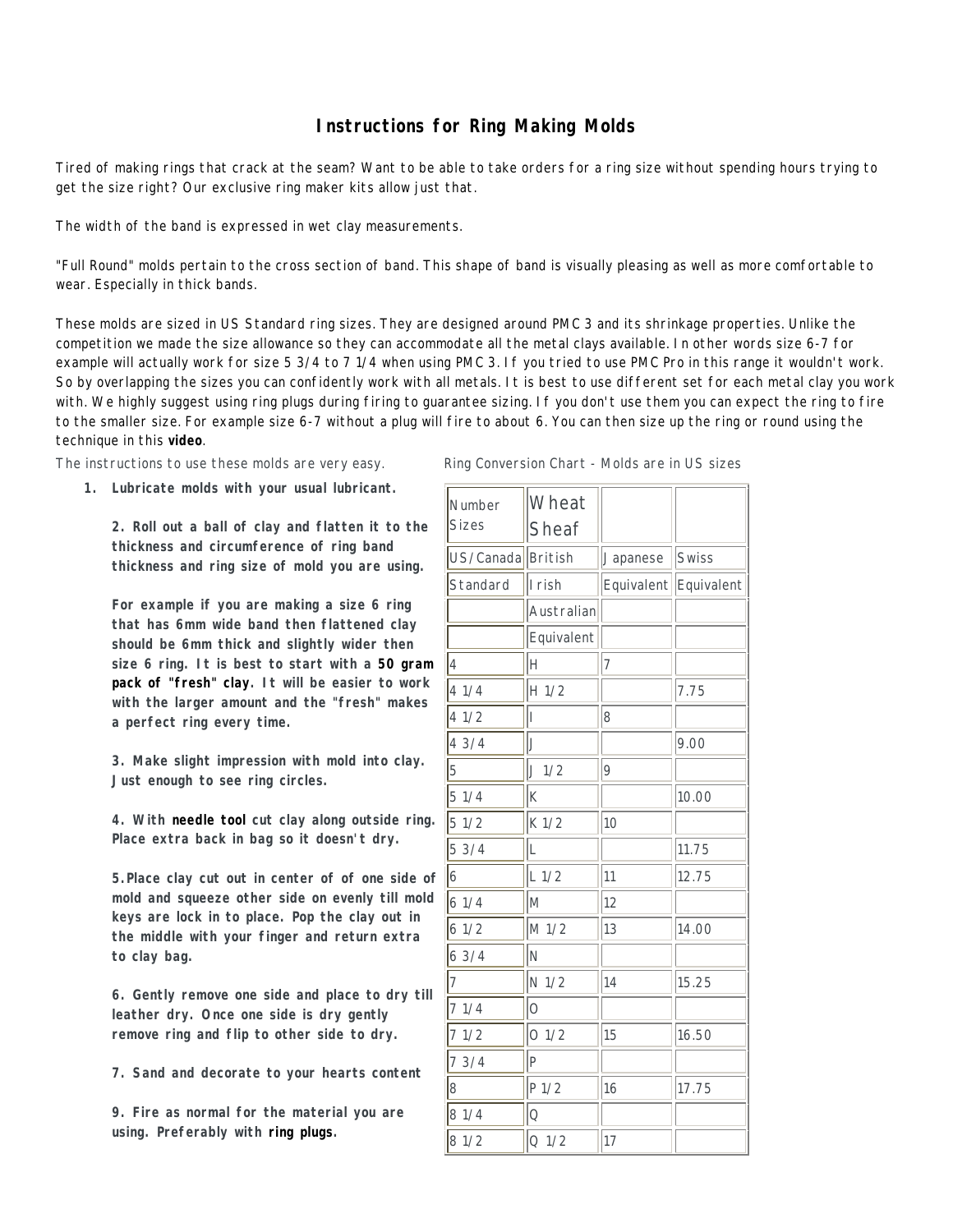# Instructions for Ring Making Molds

Tired of making rings that crack at the seam? Want to be able to take orders for a ring size without spending hours trying to get the size right? Our exclusive ring maker kits allow just that.

The width of the band is expressed in wet clay measurements.

"Full Round" molds pertain to the cross section of band. This shape of band is visually pleasing as well as more comfortable to wear. Especially in thick bands.

These molds are sized in US Standard ring sizes. They are designed around PMC 3 and its shrinkage properties. Unlike the competition we made the size allowance so they can accommodate all the metal clays available. In other words size 6-7 for example will actually work for size 5 3/4 to 7 1/4 when using PMC 3. If you tried to use PMC Pro in this range it wouldn't work. So by overlapping the sizes you can confidently work with all metals. It is best to use different set for each metal clay you work with. We highly suggest using ring plugs during firing to guarantee sizing. If you don't use them you can expect the ring to fire to the smaller size. For example size 6-7 without a plug will fire to about 6. You can then size up the ring or round using the technique in this **video**.

The instructions to use these molds are very easy.

1. **Lubricate molds with your usual lubricant.**

   **2. Roll out a ball of clay and flatten it to the thickness and circumference of ring band thickness and ring size of mold you are using.**

   **For example if you are making a size 6 ring that has 6mm wide band then flattened clay should be 6mm thick and slightly wider then size 6 ring. It is best to start with a 50 gram pack of "fresh" clay. It will be easier to work with the larger amount and the "fresh" makes a perfect ring every time.**

   **3. Make slight impression with mold into clay. Just enough to see ring circles.**

   **4. With needle tool cut clay along outside ring. Place extra back in bag so it doesn't dry.**

   **5.Place clay cut out in center of of one side of mold and squeeze other side on evenly till mold keys are lock in to place. Pop the clay out in the middle with your finger and return extra to clay bag.**

   **6. Gently remove one side and place to dry till leather dry. Once one side is dry gently remove ring and flip to other side to dry.**

   **7. Sand and decorate to your hearts content**

   **9. Fire as normal for the material you are using. Preferably with ring plugs.**

Ring Conversion Chart - Molds are in US sizes

| Number Sizes | Wheat Sheaf | | |
|---|---|---|---|
| US/Canada | British | Japanese | Swiss |
| Standard | Irish | Equivalent | Equivalent |
| | Australian | | |
| | Equivalent | | |
| 4 | H | 7 | |
| 4 1/4 | H 1/2 | | 7.75 |
| 4 1/2 | I | 8 | |
| 4 3/4 | J | | 9.00 |
| 5 | J 1/2 | 9 | |
| 5 1/4 | K | | 10.00 |
| 5 1/2 | K 1/2 | 10 | |
| 5 3/4 | L | | 11.75 |
| 6 | L 1/2 | 11 | 12.75 |
| 6 1/4 | M | 12 | |
| 6 1/2 | M 1/2 | 13 | 14.00 |
| 6 3/4 | N | | |
| 7 | N 1/2 | 14 | 15.25 |
| 7 1/4 | O | | |
| 7 1/2 | O 1/2 | 15 | 16.50 |
| 7 3/4 | P | | |
| 8 | P 1/2 | 16 | 17.75 |
| 8 1/4 | Q | | |
| 8 1/2 | Q 1/2 | 17 | |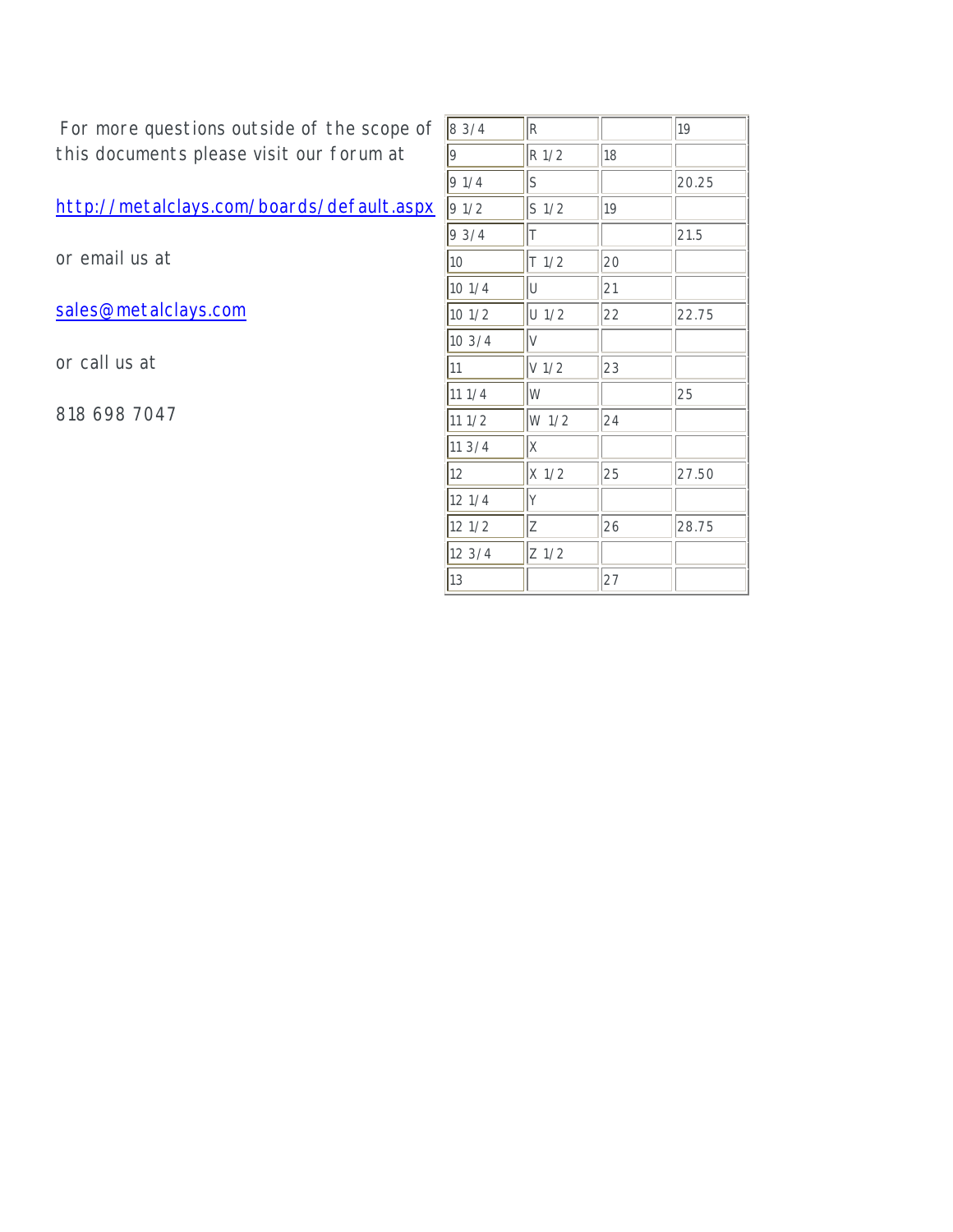For more questions outside of the scope of this documents please visit our forum at

http://metalclays.com/boards/default.aspx

or email us at

sales@metalclays.com

or call us at

818 698 7047

| | | | |
|---|---|---|---|
| 8 3/4 | R | | 19 |
| 9 | R 1/2 | 18 | |
| 9 1/4 | S | | 20.25 |
| 9 1/2 | S 1/2 | 19 | |
| 9 3/4 | T | | 21.5 |
| 10 | T 1/2 | 20 | |
| 10 1/4 | U | 21 | |
| 10 1/2 | U 1/2 | 22 | 22.75 |
| 10 3/4 | V | | |
| 11 | V 1/2 | 23 | |
| 11 1/4 | W | | 25 |
| 11 1/2 | W 1/2 | 24 | |
| 11 3/4 | X | | |
| 12 | X 1/2 | 25 | 27.50 |
| 12 1/4 | Y | | |
| 12 1/2 | Z | 26 | 28.75 |
| 12 3/4 | Z 1/2 | | |
| 13 | | 27 | |